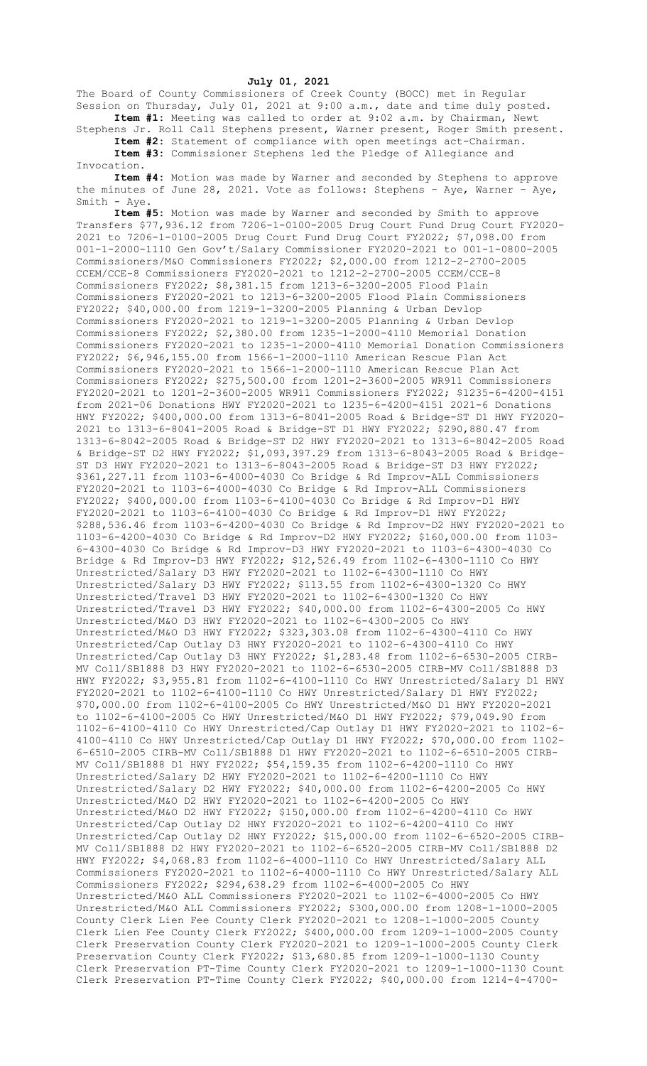**July 01, 2021**

The Board of County Commissioners of Creek County (BOCC) met in Regular Session on Thursday, July 01, 2021 at 9:00 a.m., date and time duly posted.

**Item #1:** Meeting was called to order at 9:02 a.m. by Chairman, Newt Stephens Jr. Roll Call Stephens present, Warner present, Roger Smith present.

**Item #2:** Statement of compliance with open meetings act-Chairman.

**Item #3:** Commissioner Stephens led the Pledge of Allegiance and Invocation.

**Item #4:** Motion was made by Warner and seconded by Stephens to approve the minutes of June 28, 2021. Vote as follows: Stephens – Aye, Warner – Aye, Smith - Aye.

**Item #5:** Motion was made by Warner and seconded by Smith to approve Transfers $77,936.12 from 7206-1-0100-2005 Drug Court Fund Drug Court FY2020-2021 to 7206-1-0100-2005 Drug Court Fund Drug Court FY2022; $7,098.00 from 001-1-2000-1110 Gen Gov't/Salary Commissioner FY2020-2021 to 001-1-0800-2005 Commissioners/M&O Commissioners FY2022; $2,000.00 from 1212-2-2700-2005 CCEM/CCE-8 Commissioners FY2020-2021 to 1212-2-2700-2005 CCEM/CCE-8 Commissioners FY2022; $8,381.15 from 1213-6-3200-2005 Flood Plain Commissioners FY2020-2021 to 1213-6-3200-2005 Flood Plain Commissioners FY2022; $40,000.00 from 1219-1-3200-2005 Planning & Urban Devlop Commissioners FY2020-2021 to 1219-1-3200-2005 Planning & Urban Devlop Commissioners FY2022; $2,380.00 from 1235-1-2000-4110 Memorial Donation Commissioners FY2020-2021 to 1235-1-2000-4110 Memorial Donation Commissioners FY2022; $6,946,155.00 from 1566-1-2000-1110 American Rescue Plan Act Commissioners FY2020-2021 to 1566-1-2000-1110 American Rescue Plan Act Commissioners FY2022; $275,500.00 from 1201-2-3600-2005 WR911 Commissioners FY2020-2021 to 1201-2-3600-2005 WR911 Commissioners FY2022; $1235-6-4200-4151 from 2021-06 Donations HWY FY2020-2021 to 1235-6-4200-4151 2021-6 Donations HWY FY2022; $400,000.00 from 1313-6-8041-2005 Road & Bridge-ST D1 HWY FY2020-2021 to 1313-6-8041-2005 Road & Bridge-ST D1 HWY FY2022; $290,880.47 from 1313-6-8042-2005 Road & Bridge-ST D2 HWY FY2020-2021 to 1313-6-8042-2005 Road & Bridge-ST D2 HWY FY2022; $1,093,397.29 from 1313-6-8043-2005 Road & Bridge-ST D3 HWY FY2020-2021 to 1313-6-8043-2005 Road & Bridge-ST D3 HWY FY2022; $361,227.11 from 1103-6-4000-4030 Co Bridge & Rd Improv-ALL Commissioners FY2020-2021 to 1103-6-4000-4030 Co Bridge & Rd Improv-ALL Commissioners FY2022; $400,000.00 from 1103-6-4100-4030 Co Bridge & Rd Improv-D1 HWY FY2020-2021 to 1103-6-4100-4030 Co Bridge & Rd Improv-D1 HWY FY2022; $288,536.46 from 1103-6-4200-4030 Co Bridge & Rd Improv-D2 HWY FY2020-2021 to 1103-6-4200-4030 Co Bridge & Rd Improv-D2 HWY FY2022; $160,000.00 from 1103-6-4300-4030 Co Bridge & Rd Improv-D3 HWY FY2020-2021 to 1103-6-4300-4030 Co Bridge & Rd Improv-D3 HWY FY2022; $12,526.49 from 1102-6-4300-1110 Co HWY Unrestricted/Salary D3 HWY FY2020-2021 to 1102-6-4300-1110 Co HWY Unrestricted/Salary D3 HWY FY2022; $113.55 from 1102-6-4300-1320 Co HWY Unrestricted/Travel D3 HWY FY2020-2021 to 1102-6-4300-1320 Co HWY Unrestricted/Travel D3 HWY FY2022; $40,000.00 from 1102-6-4300-2005 Co HWY Unrestricted/M&O D3 HWY FY2020-2021 to 1102-6-4300-2005 Co HWY Unrestricted/M&O D3 HWY FY2022; $323,303.08 from 1102-6-4300-4110 Co HWY Unrestricted/Cap Outlay D3 HWY FY2020-2021 to 1102-6-4300-4110 Co HWY Unrestricted/Cap Outlay D3 HWY FY2022; $1,283.48 from 1102-6-6530-2005 CIRB-MV Coll/SB1888 D3 HWY FY2020-2021 to 1102-6-6530-2005 CIRB-MV Coll/SB1888 D3 HWY FY2022; $3,955.81 from 1102-6-4100-1110 Co HWY Unrestricted/Salary D1 HWY FY2020-2021 to 1102-6-4100-1110 Co HWY Unrestricted/Salary D1 HWY FY2022; $70,000.00 from 1102-6-4100-2005 Co HWY Unrestricted/M&O D1 HWY FY2020-2021 to 1102-6-4100-2005 Co HWY Unrestricted/M&O D1 HWY FY2022; $79,049.90 from 1102-6-4100-4110 Co HWY Unrestricted/Cap Outlay D1 HWY FY2020-2021 to 1102-6-4100-4110 Co HWY Unrestricted/Cap Outlay D1 HWY FY2022; $70,000.00 from 1102-6-6510-2005 CIRB-MV Coll/SB1888 D1 HWY FY2020-2021 to 1102-6-6510-2005 CIRB-MV Coll/SB1888 D1 HWY FY2022; $54,159.35 from 1102-6-4200-1110 Co HWY Unrestricted/Salary D2 HWY FY2020-2021 to 1102-6-4200-1110 Co HWY Unrestricted/Salary D2 HWY FY2022; $40,000.00 from 1102-6-4200-2005 Co HWY Unrestricted/M&O D2 HWY FY2020-2021 to 1102-6-4200-2005 Co HWY Unrestricted/M&O D2 HWY FY2022; $150,000.00 from 1102-6-4200-4110 Co HWY Unrestricted/Cap Outlay D2 HWY FY2020-2021 to 1102-6-4200-4110 Co HWY Unrestricted/Cap Outlay D2 HWY FY2022; $15,000.00 from 1102-6-6520-2005 CIRB-MV Coll/SB1888 D2 HWY FY2020-2021 to 1102-6-6520-2005 CIRB-MV Coll/SB1888 D2 HWY FY2022; $4,068.83 from 1102-6-4000-1110 Co HWY Unrestricted/Salary ALL Commissioners FY2020-2021 to 1102-6-4000-1110 Co HWY Unrestricted/Salary ALL Commissioners FY2022; $294,638.29 from 1102-6-4000-2005 Co HWY Unrestricted/M&O ALL Commissioners FY2020-2021 to 1102-6-4000-2005 Co HWY Unrestricted/M&O ALL Commissioners FY2022; $300,000.00 from 1208-1-1000-2005 County Clerk Lien Fee County Clerk FY2020-2021 to 1208-1-1000-2005 County Clerk Lien Fee County Clerk FY2022; $400,000.00 from 1209-1-1000-2005 County Clerk Preservation County Clerk FY2020-2021 to 1209-1-1000-2005 County Clerk Preservation County Clerk FY2022; $13,680.85 from 1209-1-1000-1130 County Clerk Preservation PT-Time County Clerk FY2020-2021 to 1209-1-1000-1130 Count Clerk Preservation PT-Time County Clerk FY2022; $40,000.00 from 1214-4-4700-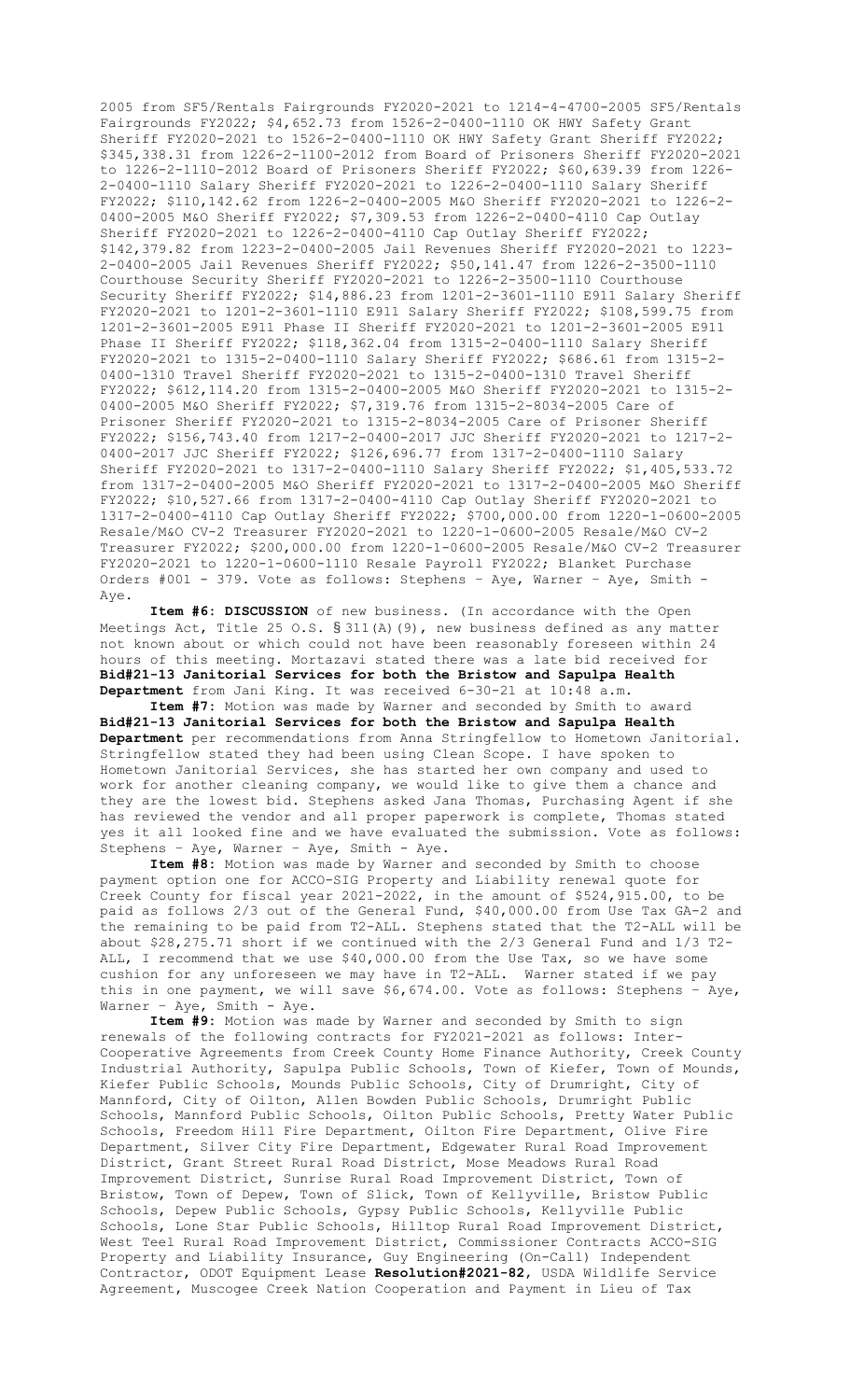2005 from SF5/Rentals Fairgrounds FY2020-2021 to 1214-4-4700-2005 SF5/Rentals Fairgrounds FY2022; $4,652.73 from 1526-2-0400-1110 OK HWY Safety Grant Sheriff FY2020-2021 to 1526-2-0400-1110 OK HWY Safety Grant Sheriff FY2022; $345,338.31 from 1226-2-1100-2012 from Board of Prisoners Sheriff FY2020-2021 to 1226-2-1110-2012 Board of Prisoners Sheriff FY2022; $60,639.39 from 1226-2-0400-1110 Salary Sheriff FY2020-2021 to 1226-2-0400-1110 Salary Sheriff FY2022; $110,142.62 from 1226-2-0400-2005 M&O Sheriff FY2020-2021 to 1226-2-0400-2005 M&O Sheriff FY2022; $7,309.53 from 1226-2-0400-4110 Cap Outlay Sheriff FY2020-2021 to 1226-2-0400-4110 Cap Outlay Sheriff FY2022; $142,379.82 from 1223-2-0400-2005 Jail Revenues Sheriff FY2020-2021 to 1223-2-0400-2005 Jail Revenues Sheriff FY2022; $50,141.47 from 1226-2-3500-1110 Courthouse Security Sheriff FY2020-2021 to 1226-2-3500-1110 Courthouse Security Sheriff FY2022; $14,886.23 from 1201-2-3601-1110 E911 Salary Sheriff FY2020-2021 to 1201-2-3601-1110 E911 Salary Sheriff FY2022; $108,599.75 from 1201-2-3601-2005 E911 Phase II Sheriff FY2020-2021 to 1201-2-3601-2005 E911 Phase II Sheriff FY2022; $118,362.04 from 1315-2-0400-1110 Salary Sheriff FY2020-2021 to 1315-2-0400-1110 Salary Sheriff FY2022; $686.61 from 1315-2-0400-1310 Travel Sheriff FY2020-2021 to 1315-2-0400-1310 Travel Sheriff FY2022; $612,114.20 from 1315-2-0400-2005 M&O Sheriff FY2020-2021 to 1315-2-0400-2005 M&O Sheriff FY2022; $7,319.76 from 1315-2-8034-2005 Care of Prisoner Sheriff FY2020-2021 to 1315-2-8034-2005 Care of Prisoner Sheriff FY2022; $156,743.40 from 1217-2-0400-2017 JJC Sheriff FY2020-2021 to 1217-2-0400-2017 JJC Sheriff FY2022; $126,696.77 from 1317-2-0400-1110 Salary Sheriff FY2020-2021 to 1317-2-0400-1110 Salary Sheriff FY2022; $1,405,533.72 from 1317-2-0400-2005 M&O Sheriff FY2020-2021 to 1317-2-0400-2005 M&O Sheriff FY2022; $10,527.66 from 1317-2-0400-4110 Cap Outlay Sheriff FY2020-2021 to 1317-2-0400-4110 Cap Outlay Sheriff FY2022; $700,000.00 from 1220-1-0600-2005 Resale/M&O CV-2 Treasurer FY2020-2021 to 1220-1-0600-2005 Resale/M&O CV-2 Treasurer FY2022; $200,000.00 from 1220-1-0600-2005 Resale/M&O CV-2 Treasurer FY2020-2021 to 1220-1-0600-1110 Resale Payroll FY2022; Blanket Purchase Orders #001 - 379. Vote as follows: Stephens – Aye, Warner – Aye, Smith - Aye.

**Item #6: DISCUSSION** of new business. (In accordance with the Open Meetings Act, Title 25 O.S. § 311(A)(9), new business defined as any matter not known about or which could not have been reasonably foreseen within 24 hours of this meeting. Mortazavi stated there was a late bid received for **Bid#21-13 Janitorial Services for both the Bristow and Sapulpa Health Department** from Jani King. It was received 6-30-21 at 10:48 a.m.

**Item #7:** Motion was made by Warner and seconded by Smith to award **Bid#21-13 Janitorial Services for both the Bristow and Sapulpa Health Department** per recommendations from Anna Stringfellow to Hometown Janitorial. Stringfellow stated they had been using Clean Scope. I have spoken to Hometown Janitorial Services, she has started her own company and used to work for another cleaning company, we would like to give them a chance and they are the lowest bid. Stephens asked Jana Thomas, Purchasing Agent if she has reviewed the vendor and all proper paperwork is complete, Thomas stated yes it all looked fine and we have evaluated the submission. Vote as follows: Stephens – Aye, Warner – Aye, Smith - Aye.

**Item #8:** Motion was made by Warner and seconded by Smith to choose payment option one for ACCO-SIG Property and Liability renewal quote for Creek County for fiscal year 2021-2022, in the amount of $524,915.00, to be paid as follows 2/3 out of the General Fund, $40,000.00 from Use Tax GA-2 and the remaining to be paid from T2-ALL. Stephens stated that the T2-ALL will be about $28,275.71 short if we continued with the 2/3 General Fund and 1/3 T2-ALL, I recommend that we use $40,000.00 from the Use Tax, so we have some cushion for any unforeseen we may have in T2-ALL. Warner stated if we pay this in one payment, we will save $6,674.00. Vote as follows: Stephens – Aye, Warner – Aye, Smith - Aye.

**Item #9:** Motion was made by Warner and seconded by Smith to sign renewals of the following contracts for FY2021-2021 as follows: Inter-Cooperative Agreements from Creek County Home Finance Authority, Creek County Industrial Authority, Sapulpa Public Schools, Town of Kiefer, Town of Mounds, Kiefer Public Schools, Mounds Public Schools, City of Drumright, City of Mannford, City of Oilton, Allen Bowden Public Schools, Drumright Public Schools, Mannford Public Schools, Oilton Public Schools, Pretty Water Public Schools, Freedom Hill Fire Department, Oilton Fire Department, Olive Fire Department, Silver City Fire Department, Edgewater Rural Road Improvement District, Grant Street Rural Road District, Mose Meadows Rural Road Improvement District, Sunrise Rural Road Improvement District, Town of Bristow, Town of Depew, Town of Slick, Town of Kellyville, Bristow Public Schools, Depew Public Schools, Gypsy Public Schools, Kellyville Public Schools, Lone Star Public Schools, Hilltop Rural Road Improvement District, West Teel Rural Road Improvement District, Commissioner Contracts ACCO-SIG Property and Liability Insurance, Guy Engineering (On-Call) Independent Contractor, ODOT Equipment Lease **Resolution#2021-82**, USDA Wildlife Service Agreement, Muscogee Creek Nation Cooperation and Payment in Lieu of Tax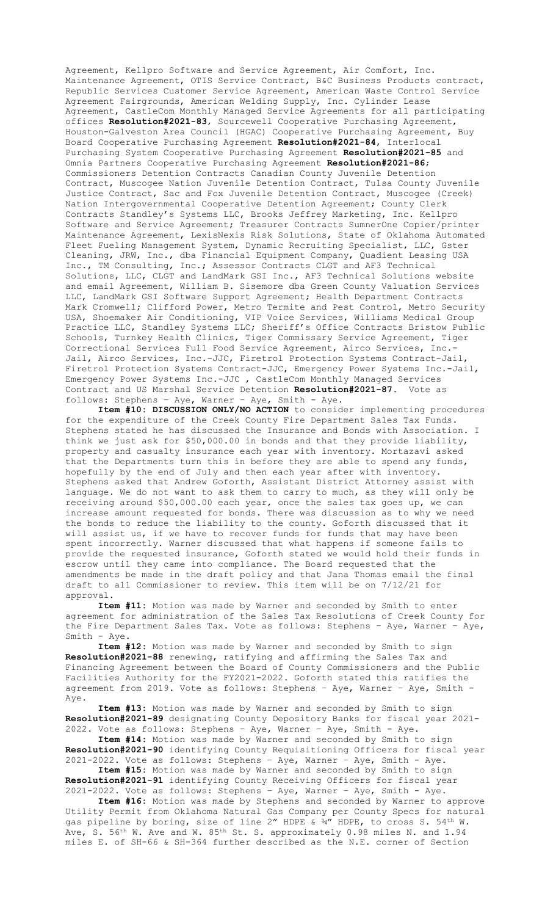Agreement, Kellpro Software and Service Agreement, Air Comfort, Inc. Maintenance Agreement, OTIS Service Contract, B&C Business Products contract, Republic Services Customer Service Agreement, American Waste Control Service Agreement Fairgrounds, American Welding Supply, Inc. Cylinder Lease Agreement, CastleCom Monthly Managed Service Agreements for all participating offices **Resolution#2021-83**, Sourcewell Cooperative Purchasing Agreement, Houston-Galveston Area Council (HGAC) Cooperative Purchasing Agreement, Buy Board Cooperative Purchasing Agreement **Resolution#2021-84**, Interlocal Purchasing System Cooperative Purchasing Agreement **Resolution#2021-85** and Omnia Partners Cooperative Purchasing Agreement **Resolution#2021-86**; Commissioners Detention Contracts Canadian County Juvenile Detention Contract, Muscogee Nation Juvenile Detention Contract, Tulsa County Juvenile Justice Contract, Sac and Fox Juvenile Detention Contract, Muscogee (Creek) Nation Intergovernmental Cooperative Detention Agreement; County Clerk Contracts Standley's Systems LLC, Brooks Jeffrey Marketing, Inc. Kellpro Software and Service Agreement; Treasurer Contracts SumnerOne Copier/printer Maintenance Agreement, LexisNexis Risk Solutions, State of Oklahoma Automated Fleet Fueling Management System, Dynamic Recruiting Specialist, LLC, Gster Cleaning, JRW, Inc., dba Financial Equipment Company, Quadient Leasing USA Inc., TM Consulting, Inc.; Assessor Contracts CLGT and AF3 Technical Solutions, LLC, CLGT and LandMark GSI Inc., AF3 Technical Solutions website and email Agreement, William B. Sisemore dba Green County Valuation Services LLC, LandMark GSI Software Support Agreement; Health Department Contracts Mark Cromwell; Clifford Power, Metro Termite and Pest Control, Metro Security USA, Shoemaker Air Conditioning, VIP Voice Services, Williams Medical Group Practice LLC, Standley Systems LLC; Sheriff's Office Contracts Bristow Public Schools, Turnkey Health Clinics, Tiger Commissary Service Agreement, Tiger Correctional Services Full Food Service Agreement, Airco Services, Inc.-Jail, Airco Services, Inc.-JJC, Firetrol Protection Systems Contract-Jail, Firetrol Protection Systems Contract-JJC, Emergency Power Systems Inc.-Jail, Emergency Power Systems Inc.-JJC , CastleCom Monthly Managed Services Contract and US Marshal Service Detention **Resolution#2021-87**. Vote as follows: Stephens – Aye, Warner – Aye, Smith - Aye.

**Item #10: DISCUSSION ONLY/NO ACTION** to consider implementing procedures for the expenditure of the Creek County Fire Department Sales Tax Funds. Stephens stated he has discussed the Insurance and Bonds with Association. I think we just ask for $50,000.00 in bonds and that they provide liability, property and casualty insurance each year with inventory. Mortazavi asked that the Departments turn this in before they are able to spend any funds, hopefully by the end of July and then each year after with inventory. Stephens asked that Andrew Goforth, Assistant District Attorney assist with language. We do not want to ask them to carry to much, as they will only be receiving around $50,000.00 each year, once the sales tax goes up, we can increase amount requested for bonds. There was discussion as to why we need the bonds to reduce the liability to the county. Goforth discussed that it will assist us, if we have to recover funds for funds that may have been spent incorrectly. Warner discussed that what happens if someone fails to provide the requested insurance, Goforth stated we would hold their funds in escrow until they came into compliance. The Board requested that the amendments be made in the draft policy and that Jana Thomas email the final draft to all Commissioner to review. This item will be on 7/12/21 for approval.

**Item #11:** Motion was made by Warner and seconded by Smith to enter agreement for administration of the Sales Tax Resolutions of Creek County for the Fire Department Sales Tax. Vote as follows: Stephens – Aye, Warner – Aye, Smith - Aye.

**Item #12:** Motion was made by Warner and seconded by Smith to sign **Resolution#2021-88** renewing, ratifying and affirming the Sales Tax and Financing Agreement between the Board of County Commissioners and the Public Facilities Authority for the FY2021-2022. Goforth stated this ratifies the agreement from 2019. Vote as follows: Stephens – Aye, Warner – Aye, Smith - Aye.

**Item #13:** Motion was made by Warner and seconded by Smith to sign **Resolution#2021-89** designating County Depository Banks for fiscal year 2021-2022. Vote as follows: Stephens – Aye, Warner – Aye, Smith - Aye.

**Item #14:** Motion was made by Warner and seconded by Smith to sign **Resolution#2021-90** identifying County Requisitioning Officers for fiscal year 2021-2022. Vote as follows: Stephens – Aye, Warner – Aye, Smith - Aye.

**Item #15:** Motion was made by Warner and seconded by Smith to sign **Resolution#2021-91** identifying County Receiving Officers for fiscal year 2021-2022. Vote as follows: Stephens – Aye, Warner – Aye, Smith - Aye.

**Item #16:** Motion was made by Stephens and seconded by Warner to approve Utility Permit from Oklahoma Natural Gas Company per County Specs for natural gas pipeline by boring, size of line 2" HDPE & ¾" HDPE, to cross S. 54th W. Ave, S. 56th W. Ave and W. 85th St. S. approximately 0.98 miles N. and 1.94 miles E. of SH-66 & SH-364 further described as the N.E. corner of Section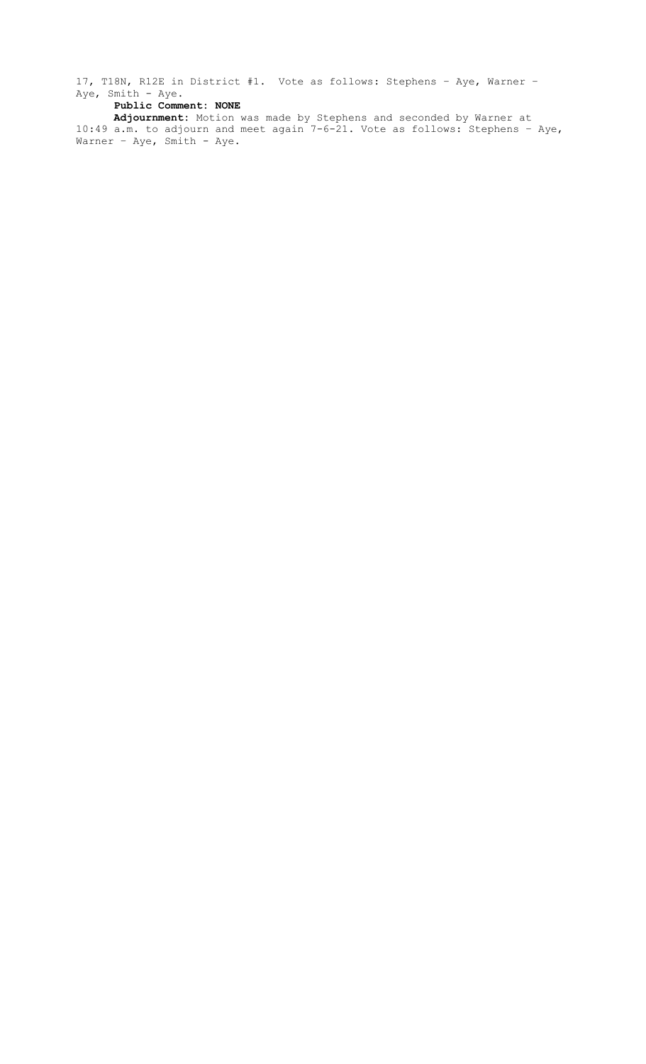17, T18N, R12E in District #1. Vote as follows: Stephens – Aye, Warner – Aye, Smith - Aye.

**Public Comment: NONE**

**Adjournment:** Motion was made by Stephens and seconded by Warner at 10:49 a.m. to adjourn and meet again 7-6-21. Vote as follows: Stephens – Aye, Warner – Aye, Smith - Aye.